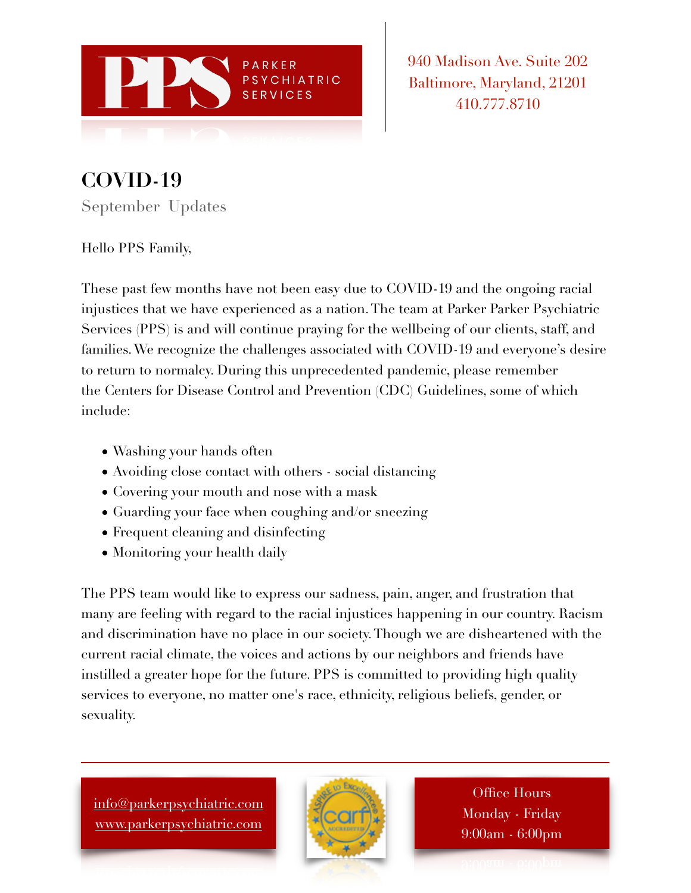PPS PARKER PSYCHIATRIC SERVICES

940 Madison Ave. Suite 202
Baltimore, Maryland, 21201
410.777.8710

# COVID-19

September Updates

Hello PPS Family,

These past few months have not been easy due to COVID-19 and the ongoing racial injustices that we have experienced as a nation. The team at Parker Parker Psychiatric Services (PPS) is and will continue praying for the wellbeing of our clients, staff, and families. We recognize the challenges associated with COVID-19 and everyone's desire to return to normalcy. During this unprecedented pandemic, please remember the Centers for Disease Control and Prevention (CDC) Guidelines, some of which include:

- Washing your hands often
- Avoiding close contact with others - social distancing
- Covering your mouth and nose with a mask
- Guarding your face when coughing and/or sneezing
- Frequent cleaning and disinfecting
- Monitoring your health daily

The PPS team would like to express our sadness, pain, anger, and frustration that many are feeling with regard to the racial injustices happening in our country. Racism and discrimination have no place in our society. Though we are disheartened with the current racial climate, the voices and actions by our neighbors and friends have instilled a greater hope for the future. PPS is committed to providing high quality services to everyone, no matter one's race, ethnicity, religious beliefs, gender, or sexuality.

info@parkerpsychiatric.com
www.parkerpsychiatric.com

Office Hours
Monday - Friday
9:00am - 6:00pm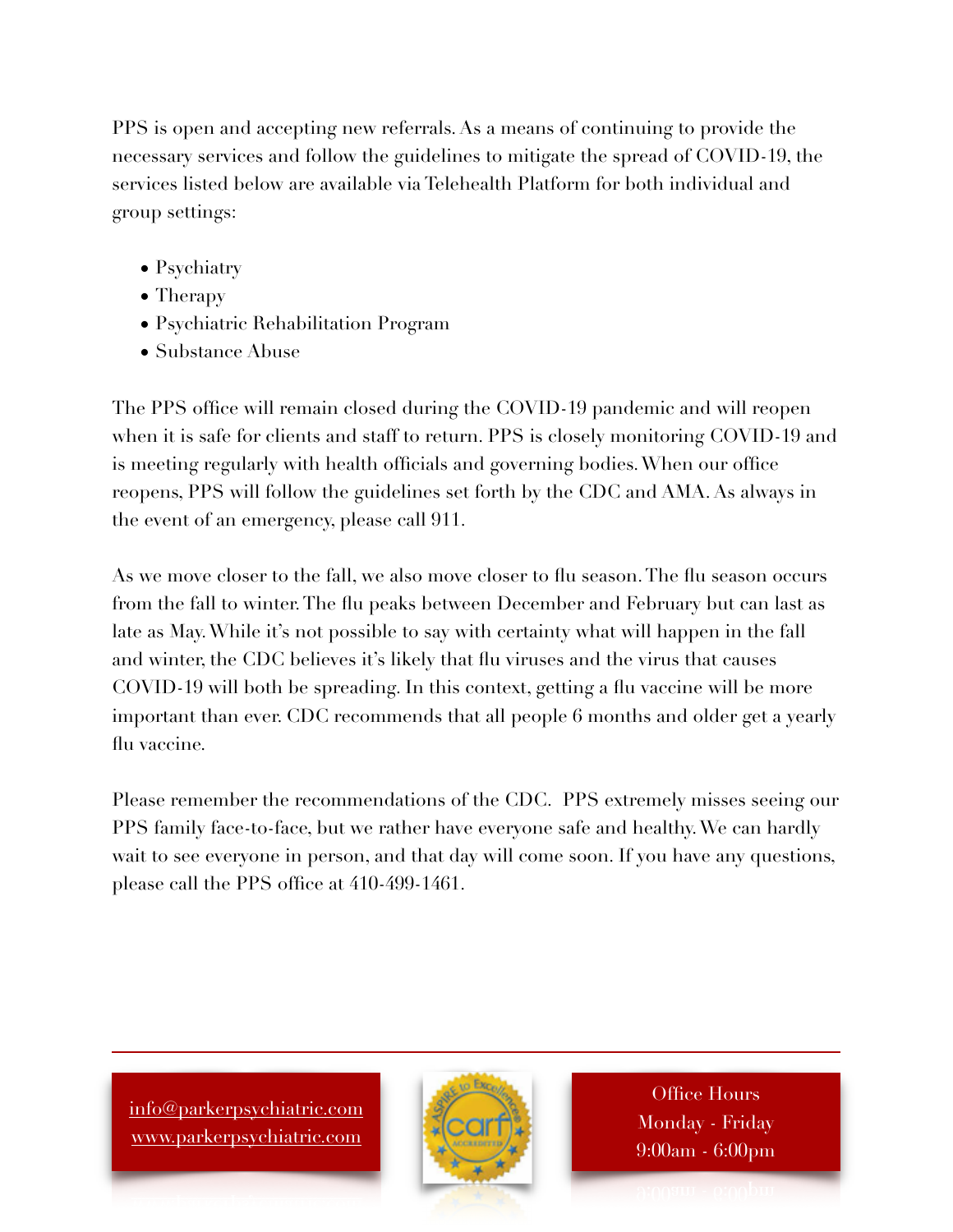PPS is open and accepting new referrals. As a means of continuing to provide the necessary services and follow the guidelines to mitigate the spread of COVID-19, the services listed below are available via Telehealth Platform for both individual and group settings:

- Psychiatry
- Therapy
- Psychiatric Rehabilitation Program
- Substance Abuse

The PPS office will remain closed during the COVID-19 pandemic and will reopen when it is safe for clients and staff to return. PPS is closely monitoring COVID-19 and is meeting regularly with health officials and governing bodies. When our office reopens, PPS will follow the guidelines set forth by the CDC and AMA. As always in the event of an emergency, please call 911.

As we move closer to the fall, we also move closer to flu season. The flu season occurs from the fall to winter. The flu peaks between December and February but can last as late as May. While it's not possible to say with certainty what will happen in the fall and winter, the CDC believes it's likely that flu viruses and the virus that causes COVID-19 will both be spreading. In this context, getting a flu vaccine will be more important than ever. CDC recommends that all people 6 months and older get a yearly flu vaccine.

Please remember the recommendations of the CDC. PPS extremely misses seeing our PPS family face-to-face, but we rather have everyone safe and healthy. We can hardly wait to see everyone in person, and that day will come soon. If you have any questions, please call the PPS office at 410-499-1461.

info@parkerpsychiatric.com
www.parkerpsychiatric.com

ASPIRE to Excellence carf ACCREDITED

Office Hours
Monday - Friday
9:00am - 6:00pm